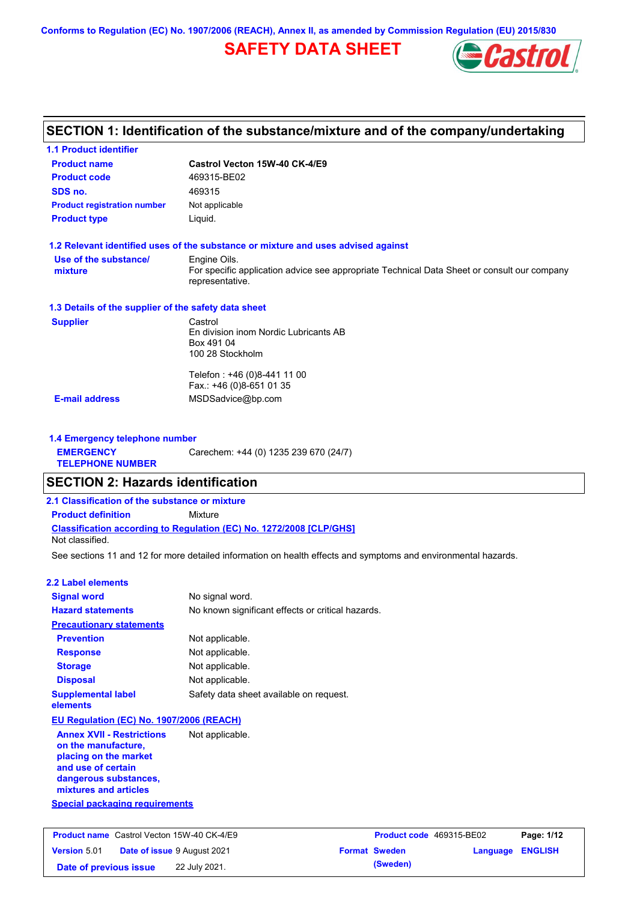Conforms to Regulation (EC) No. 1907/2006 (REACH), Annex II, as amended by Commission Regulation (EU) 2015/830

# SAFETY DATA SHEET

Castrol

## SECTION 1: Identification of the substance/mixture and of the company/undertaking

### 1.1 Product identifier

| | |
|---|---|
| **Product name** | **Castrol Vecton 15W-40 CK-4/E9** |
| **Product code** | 469315-BE02 |
| **SDS no.** | 469315 |
| **Product registration number** | Not applicable |
| **Product type** | Liquid. |

### 1.2 Relevant identified uses of the substance or mixture and uses advised against

**Use of the substance/mixture**
Engine Oils.
For specific application advice see appropriate Technical Data Sheet or consult our company representative.

### 1.3 Details of the supplier of the safety data sheet

**Supplier**
Castrol
En division inom Nordic Lubricants AB
Box 491 04
100 28 Stockholm

Telefon : +46 (0)8-441 11 00
Fax.: +46 (0)8-651 01 35

**E-mail address** MSDSadvice@bp.com

### 1.4 Emergency telephone number

**EMERGENCY TELEPHONE NUMBER** Carechem: +44 (0) 1235 239 670 (24/7)

## SECTION 2: Hazards identification

### 2.1 Classification of the substance or mixture

**Product definition** Mixture

**Classification according to Regulation (EC) No. 1272/2008 [CLP/GHS]**
Not classified.

See sections 11 and 12 for more detailed information on health effects and symptoms and environmental hazards.

### 2.2 Label elements

| | |
|---|---|
| **Signal word** | No signal word. |
| **Hazard statements** | No known significant effects or critical hazards. |

**Precautionary statements**

| | |
|---|---|
| **Prevention** | Not applicable. |
| **Response** | Not applicable. |
| **Storage** | Not applicable. |
| **Disposal** | Not applicable. |
| **Supplemental label elements** | Safety data sheet available on request. |

**EU Regulation (EC) No. 1907/2006 (REACH)**

**Annex XVII - Restrictions on the manufacture, placing on the market and use of certain dangerous substances, mixtures and articles** Not applicable.

**Special packaging requirements**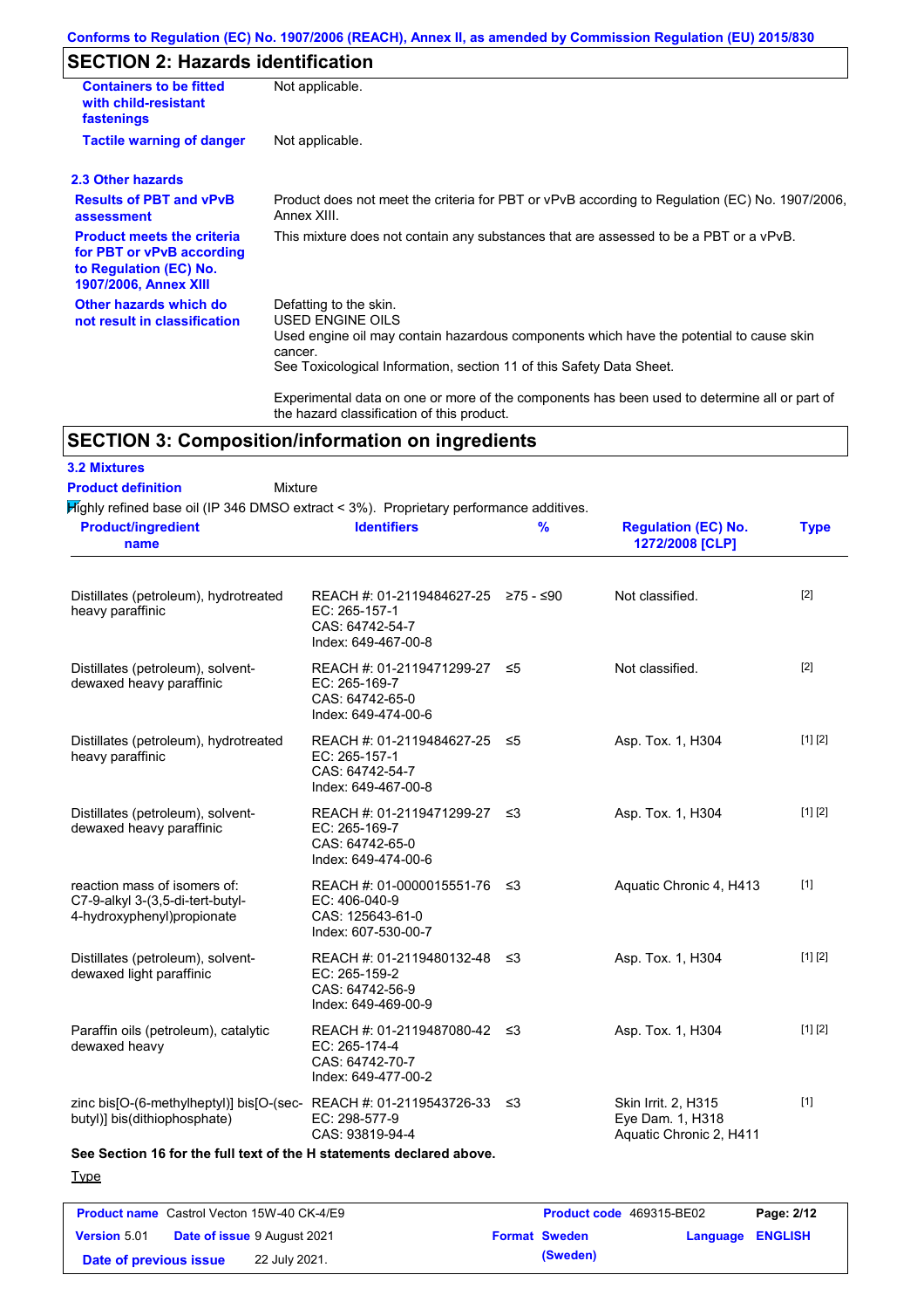## SECTION 2: Hazards identification

| | |
|---|---|
| **Containers to be fitted with child-resistant fastenings** | Not applicable. |
| **Tactile warning of danger** | Not applicable. |

### 2.3 Other hazards

| | |
|---|---|
| **Results of PBT and vPvB assessment** | Product does not meet the criteria for PBT or vPvB according to Regulation (EC) No. 1907/2006, Annex XIII. |
| **Product meets the criteria for PBT or vPvB according to Regulation (EC) No. 1907/2006, Annex XIII** | This mixture does not contain any substances that are assessed to be a PBT or a vPvB. |
| **Other hazards which do not result in classification** | Defatting to the skin.<br>USED ENGINE OILS<br>Used engine oil may contain hazardous components which have the potential to cause skin cancer.<br>See Toxicological Information, section 11 of this Safety Data Sheet.<br><br>Experimental data on one or more of the components has been used to determine all or part of the hazard classification of this product. |

## SECTION 3: Composition/information on ingredients

### 3.2 Mixtures

**Product definition** Mixture

Highly refined base oil (IP 346 DMSO extract < 3%). Proprietary performance additives.

| Product/ingredient name | Identifiers | % | Regulation (EC) No. 1272/2008 [CLP] | Type |
|---|---|---|---|---|
| Distillates (petroleum), hydrotreated heavy paraffinic | REACH #: 01-2119484627-25<br>EC: 265-157-1<br>CAS: 64742-54-7<br>Index: 649-467-00-8 | ≥75 - ≤90 | Not classified. | [2] |
| Distillates (petroleum), solvent-dewaxed heavy paraffinic | REACH #: 01-2119471299-27<br>EC: 265-169-7<br>CAS: 64742-65-0<br>Index: 649-474-00-6 | ≤5 | Not classified. | [2] |
| Distillates (petroleum), hydrotreated heavy paraffinic | REACH #: 01-2119484627-25<br>EC: 265-157-1<br>CAS: 64742-54-7<br>Index: 649-467-00-8 | ≤5 | Asp. Tox. 1, H304 | [1] [2] |
| Distillates (petroleum), solvent-dewaxed heavy paraffinic | REACH #: 01-2119471299-27<br>EC: 265-169-7<br>CAS: 64742-65-0<br>Index: 649-474-00-6 | ≤3 | Asp. Tox. 1, H304 | [1] [2] |
| reaction mass of isomers of: C7-9-alkyl 3-(3,5-di-tert-butyl-4-hydroxyphenyl)propionate | REACH #: 01-0000015551-76<br>EC: 406-040-9<br>CAS: 125643-61-0<br>Index: 607-530-00-7 | ≤3 | Aquatic Chronic 4, H413 | [1] |
| Distillates (petroleum), solvent-dewaxed light paraffinic | REACH #: 01-2119480132-48<br>EC: 265-159-2<br>CAS: 64742-56-9<br>Index: 649-469-00-9 | ≤3 | Asp. Tox. 1, H304 | [1] [2] |
| Paraffin oils (petroleum), catalytic dewaxed heavy | REACH #: 01-2119487080-42<br>EC: 265-174-4<br>CAS: 64742-70-7<br>Index: 649-477-00-2 | ≤3 | Asp. Tox. 1, H304 | [1] [2] |
| zinc bis[O-(6-methylheptyl)] bis[O-(sec-butyl)] bis(dithiophosphate) | REACH #: 01-2119543726-33<br>EC: 298-577-9<br>CAS: 93819-94-4 | ≤3 | Skin Irrit. 2, H315<br>Eye Dam. 1, H318<br>Aquatic Chronic 2, H411 | [1] |

**See Section 16 for the full text of the H statements declared above.**

Type

| | | | |
|---|---|---|---|
| **Product name** Castrol Vecton 15W-40 CK-4/E9 | **Product code** 469315-BE02 | | |
| **Version** 5.01 **Date of issue** 9 August 2021 | **Format** Sweden (Sweden) | **Language** ENGLISH | |
| **Date of previous issue** 22 July 2021. | | | |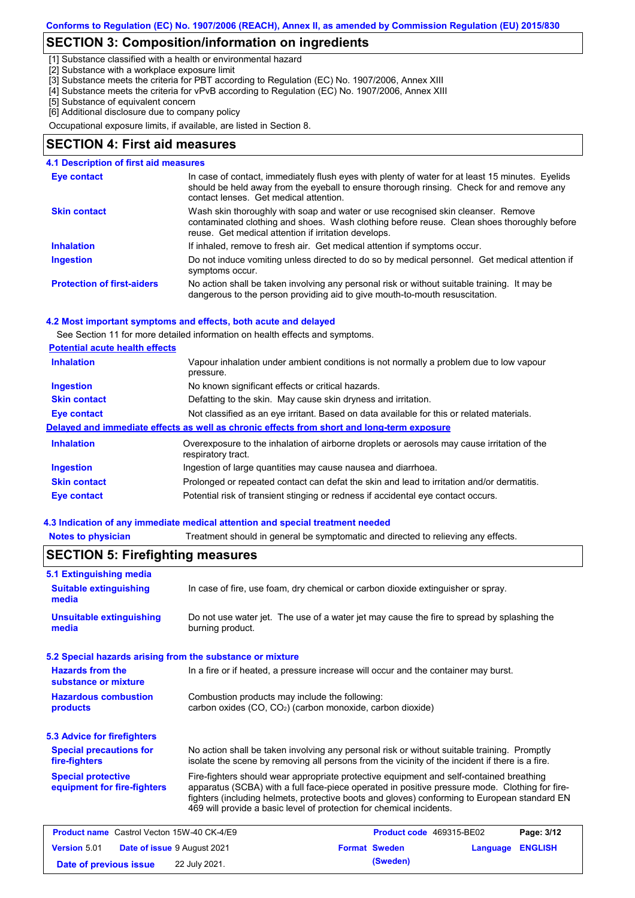## SECTION 3: Composition/information on ingredients

[1] Substance classified with a health or environmental hazard
[2] Substance with a workplace exposure limit
[3] Substance meets the criteria for PBT according to Regulation (EC) No. 1907/2006, Annex XIII
[4] Substance meets the criteria for vPvB according to Regulation (EC) No. 1907/2006, Annex XIII
[5] Substance of equivalent concern
[6] Additional disclosure due to company policy

Occupational exposure limits, if available, are listed in Section 8.

## SECTION 4: First aid measures

### 4.1 Description of first aid measures

| | |
|---|---|
| **Eye contact** | In case of contact, immediately flush eyes with plenty of water for at least 15 minutes. Eyelids should be held away from the eyeball to ensure thorough rinsing. Check for and remove any contact lenses. Get medical attention. |
| **Skin contact** | Wash skin thoroughly with soap and water or use recognised skin cleanser. Remove contaminated clothing and shoes. Wash clothing before reuse. Clean shoes thoroughly before reuse. Get medical attention if irritation develops. |
| **Inhalation** | If inhaled, remove to fresh air. Get medical attention if symptoms occur. |
| **Ingestion** | Do not induce vomiting unless directed to do so by medical personnel. Get medical attention if symptoms occur. |
| **Protection of first-aiders** | No action shall be taken involving any personal risk or without suitable training. It may be dangerous to the person providing aid to give mouth-to-mouth resuscitation. |

### 4.2 Most important symptoms and effects, both acute and delayed

See Section 11 for more detailed information on health effects and symptoms.

**Potential acute health effects**

| | |
|---|---|
| **Inhalation** | Vapour inhalation under ambient conditions is not normally a problem due to low vapour pressure. |
| **Ingestion** | No known significant effects or critical hazards. |
| **Skin contact** | Defatting to the skin. May cause skin dryness and irritation. |
| **Eye contact** | Not classified as an eye irritant. Based on data available for this or related materials. |

**Delayed and immediate effects as well as chronic effects from short and long-term exposure**

| | |
|---|---|
| **Inhalation** | Overexposure to the inhalation of airborne droplets or aerosols may cause irritation of the respiratory tract. |
| **Ingestion** | Ingestion of large quantities may cause nausea and diarrhoea. |
| **Skin contact** | Prolonged or repeated contact can defat the skin and lead to irritation and/or dermatitis. |
| **Eye contact** | Potential risk of transient stinging or redness if accidental eye contact occurs. |

### 4.3 Indication of any immediate medical attention and special treatment needed

| | |
|---|---|
| **Notes to physician** | Treatment should in general be symptomatic and directed to relieving any effects. |

## SECTION 5: Firefighting measures

### 5.1 Extinguishing media

| | |
|---|---|
| **Suitable extinguishing media** | In case of fire, use foam, dry chemical or carbon dioxide extinguisher or spray. |
| **Unsuitable extinguishing media** | Do not use water jet. The use of a water jet may cause the fire to spread by splashing the burning product. |

### 5.2 Special hazards arising from the substance or mixture

| | |
|---|---|
| **Hazards from the substance or mixture** | In a fire or if heated, a pressure increase will occur and the container may burst. |
| **Hazardous combustion products** | Combustion products may include the following: carbon oxides (CO, $CO_2$) (carbon monoxide, carbon dioxide) |

### 5.3 Advice for firefighters

| | |
|---|---|
| **Special precautions for fire-fighters** | No action shall be taken involving any personal risk or without suitable training. Promptly isolate the scene by removing all persons from the vicinity of the incident if there is a fire. |
| **Special protective equipment for fire-fighters** | Fire-fighters should wear appropriate protective equipment and self-contained breathing apparatus (SCBA) with a full face-piece operated in positive pressure mode. Clothing for fire-fighters (including helmets, protective boots and gloves) conforming to European standard EN 469 will provide a basic level of protection for chemical incidents. |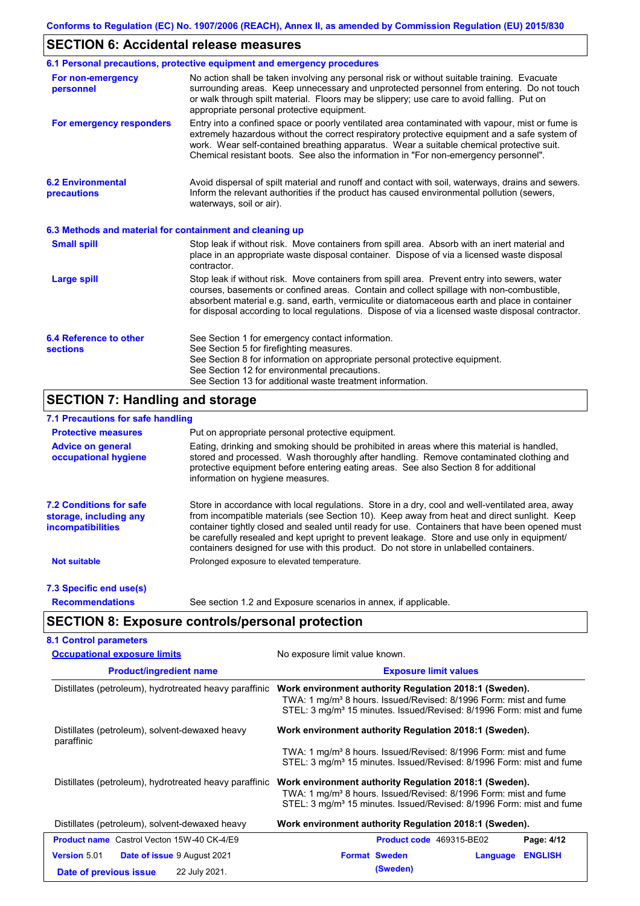## SECTION 6: Accidental release measures

### 6.1 Personal precautions, protective equipment and emergency procedures

**For non-emergency personnel**

No action shall be taken involving any personal risk or without suitable training. Evacuate surrounding areas. Keep unnecessary and unprotected personnel from entering. Do not touch or walk through spilt material. Floors may be slippery; use care to avoid falling. Put on appropriate personal protective equipment.

**For emergency responders**

Entry into a confined space or poorly ventilated area contaminated with vapour, mist or fume is extremely hazardous without the correct respiratory protective equipment and a safe system of work. Wear self-contained breathing apparatus. Wear a suitable chemical protective suit. Chemical resistant boots. See also the information in "For non-emergency personnel".

### 6.2 Environmental precautions

Avoid dispersal of spilt material and runoff and contact with soil, waterways, drains and sewers. Inform the relevant authorities if the product has caused environmental pollution (sewers, waterways, soil or air).

### 6.3 Methods and material for containment and cleaning up

**Small spill**

Stop leak if without risk. Move containers from spill area. Absorb with an inert material and place in an appropriate waste disposal container. Dispose of via a licensed waste disposal contractor.

**Large spill**

Stop leak if without risk. Move containers from spill area. Prevent entry into sewers, water courses, basements or confined areas. Contain and collect spillage with non-combustible, absorbent material e.g. sand, earth, vermiculite or diatomaceous earth and place in container for disposal according to local regulations. Dispose of via a licensed waste disposal contractor.

### 6.4 Reference to other sections

See Section 1 for emergency contact information.
See Section 5 for firefighting measures.
See Section 8 for information on appropriate personal protective equipment.
See Section 12 for environmental precautions.
See Section 13 for additional waste treatment information.

## SECTION 7: Handling and storage

### 7.1 Precautions for safe handling

**Protective measures**

Put on appropriate personal protective equipment.

**Advice on general occupational hygiene**

Eating, drinking and smoking should be prohibited in areas where this material is handled, stored and processed. Wash thoroughly after handling. Remove contaminated clothing and protective equipment before entering eating areas. See also Section 8 for additional information on hygiene measures.

### 7.2 Conditions for safe storage, including any incompatibilities

Store in accordance with local regulations. Store in a dry, cool and well-ventilated area, away from incompatible materials (see Section 10). Keep away from heat and direct sunlight. Keep container tightly closed and sealed until ready for use. Containers that have been opened must be carefully resealed and kept upright to prevent leakage. Store and use only in equipment/ containers designed for use with this product. Do not store in unlabelled containers.

**Not suitable**

Prolonged exposure to elevated temperature.

### 7.3 Specific end use(s)

**Recommendations**

See section 1.2 and Exposure scenarios in annex, if applicable.

## SECTION 8: Exposure controls/personal protection

### 8.1 Control parameters

**Occupational exposure limits** — No exposure limit value known.

| Product/ingredient name | Exposure limit values |
|---|---|
| Distillates (petroleum), hydrotreated heavy paraffinic | **Work environment authority Regulation 2018:1 (Sweden).** TWA: 1 mg/m³ 8 hours. Issued/Revised: 8/1996 Form: mist and fume STEL: 3 mg/m³ 15 minutes. Issued/Revised: 8/1996 Form: mist and fume |
| Distillates (petroleum), solvent-dewaxed heavy paraffinic | **Work environment authority Regulation 2018:1 (Sweden).** TWA: 1 mg/m³ 8 hours. Issued/Revised: 8/1996 Form: mist and fume STEL: 3 mg/m³ 15 minutes. Issued/Revised: 8/1996 Form: mist and fume |
| Distillates (petroleum), hydrotreated heavy paraffinic | **Work environment authority Regulation 2018:1 (Sweden).** TWA: 1 mg/m³ 8 hours. Issued/Revised: 8/1996 Form: mist and fume STEL: 3 mg/m³ 15 minutes. Issued/Revised: 8/1996 Form: mist and fume |
| Distillates (petroleum), solvent-dewaxed heavy | **Work environment authority Regulation 2018:1 (Sweden).** |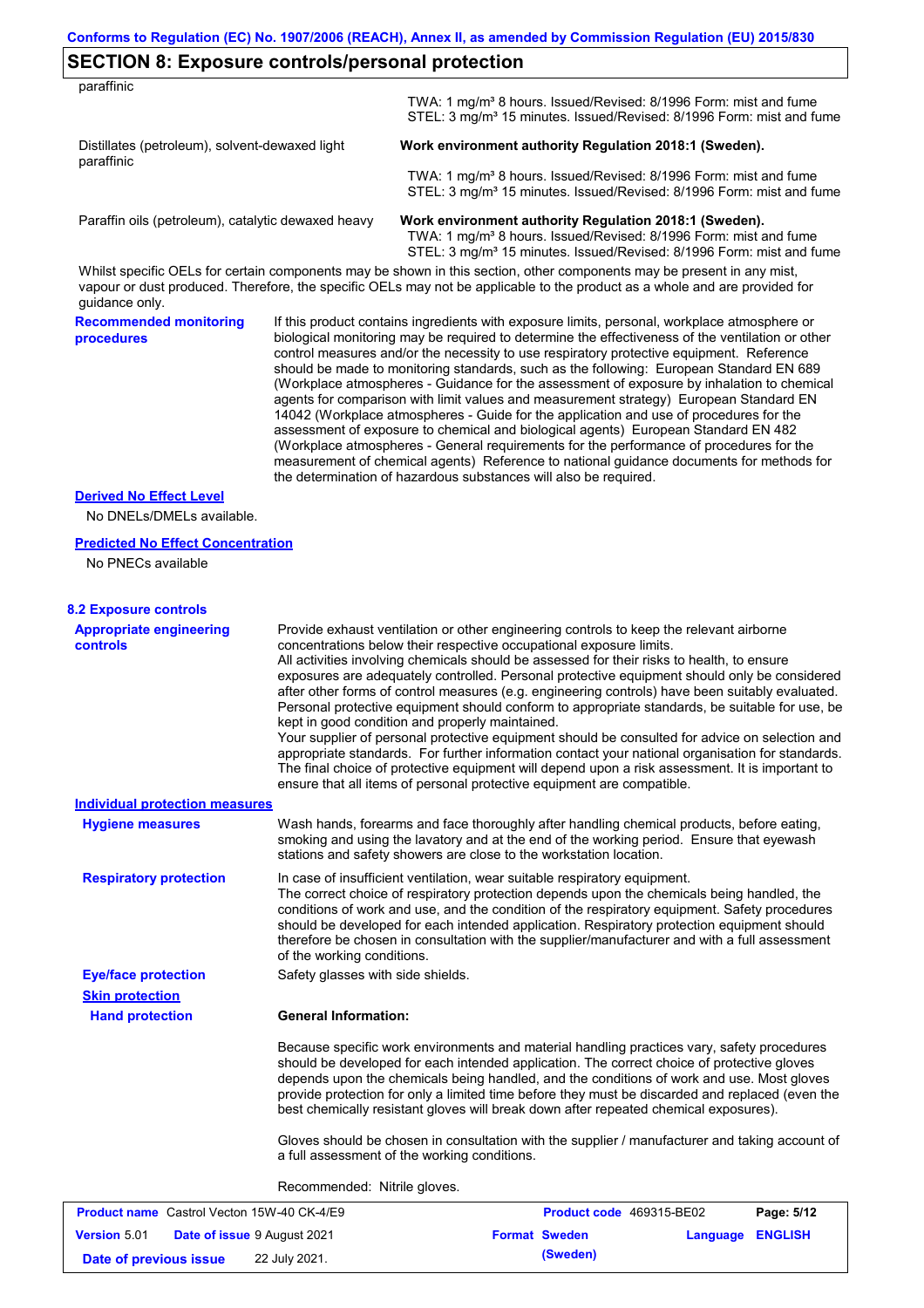## SECTION 8: Exposure controls/personal protection

| | |
|---|---|
| paraffinic | TWA: 1 mg/m³ 8 hours. Issued/Revised: 8/1996 Form: mist and fume<br>STEL: 3 mg/m³ 15 minutes. Issued/Revised: 8/1996 Form: mist and fume |
| Distillates (petroleum), solvent-dewaxed light paraffinic | **Work environment authority Regulation 2018:1 (Sweden).**<br>TWA: 1 mg/m³ 8 hours. Issued/Revised: 8/1996 Form: mist and fume<br>STEL: 3 mg/m³ 15 minutes. Issued/Revised: 8/1996 Form: mist and fume |
| Paraffin oils (petroleum), catalytic dewaxed heavy | **Work environment authority Regulation 2018:1 (Sweden).**<br>TWA: 1 mg/m³ 8 hours. Issued/Revised: 8/1996 Form: mist and fume<br>STEL: 3 mg/m³ 15 minutes. Issued/Revised: 8/1996 Form: mist and fume |

Whilst specific OELs for certain components may be shown in this section, other components may be present in any mist, vapour or dust produced. Therefore, the specific OELs may not be applicable to the product as a whole and are provided for guidance only.

**Recommended monitoring procedures**

If this product contains ingredients with exposure limits, personal, workplace atmosphere or biological monitoring may be required to determine the effectiveness of the ventilation or other control measures and/or the necessity to use respiratory protective equipment. Reference should be made to monitoring standards, such as the following: European Standard EN 689 (Workplace atmospheres - Guidance for the assessment of exposure by inhalation to chemical agents for comparison with limit values and measurement strategy) European Standard EN 14042 (Workplace atmospheres - Guide for the application and use of procedures for the assessment of exposure to chemical and biological agents) European Standard EN 482 (Workplace atmospheres - General requirements for the performance of procedures for the measurement of chemical agents) Reference to national guidance documents for methods for the determination of hazardous substances will also be required.

**Derived No Effect Level**

No DNELs/DMELs available.

**Predicted No Effect Concentration**

No PNECs available

### 8.2 Exposure controls

**Appropriate engineering controls**

Provide exhaust ventilation or other engineering controls to keep the relevant airborne concentrations below their respective occupational exposure limits.
All activities involving chemicals should be assessed for their risks to health, to ensure exposures are adequately controlled. Personal protective equipment should only be considered after other forms of control measures (e.g. engineering controls) have been suitably evaluated. Personal protective equipment should conform to appropriate standards, be suitable for use, be kept in good condition and properly maintained.
Your supplier of personal protective equipment should be consulted for advice on selection and appropriate standards. For further information contact your national organisation for standards.
The final choice of protective equipment will depend upon a risk assessment. It is important to ensure that all items of personal protective equipment are compatible.

**Individual protection measures**

**Hygiene measures**

Wash hands, forearms and face thoroughly after handling chemical products, before eating, smoking and using the lavatory and at the end of the working period. Ensure that eyewash stations and safety showers are close to the workstation location.

**Respiratory protection**

In case of insufficient ventilation, wear suitable respiratory equipment.
The correct choice of respiratory protection depends upon the chemicals being handled, the conditions of work and use, and the condition of the respiratory equipment. Safety procedures should be developed for each intended application. Respiratory protection equipment should therefore be chosen in consultation with the supplier/manufacturer and with a full assessment of the working conditions.

**Eye/face protection**

Safety glasses with side shields.

**Skin protection**

**Hand protection**

**General Information:**

Because specific work environments and material handling practices vary, safety procedures should be developed for each intended application. The correct choice of protective gloves depends upon the chemicals being handled, and the conditions of work and use. Most gloves provide protection for only a limited time before they must be discarded and replaced (even the best chemically resistant gloves will break down after repeated chemical exposures).

Gloves should be chosen in consultation with the supplier / manufacturer and taking account of a full assessment of the working conditions.

Recommended: Nitrile gloves.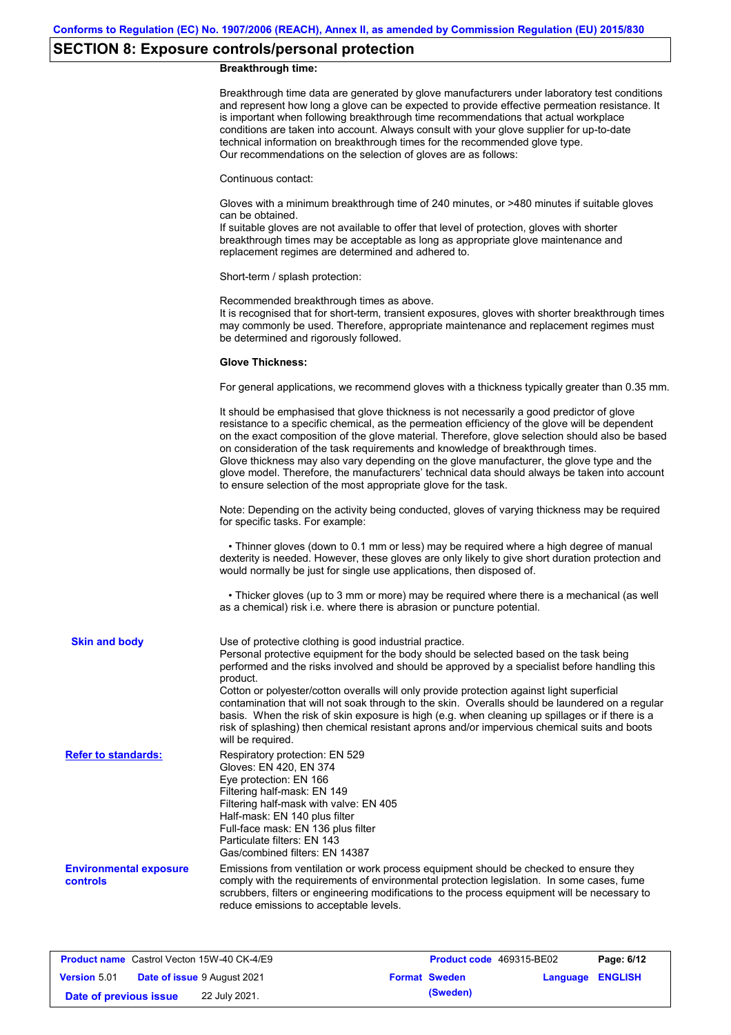## SECTION 8: Exposure controls/personal protection

**Breakthrough time:**

Breakthrough time data are generated by glove manufacturers under laboratory test conditions and represent how long a glove can be expected to provide effective permeation resistance. It is important when following breakthrough time recommendations that actual workplace conditions are taken into account. Always consult with your glove supplier for up-to-date technical information on breakthrough times for the recommended glove type.
Our recommendations on the selection of gloves are as follows:

Continuous contact:

Gloves with a minimum breakthrough time of 240 minutes, or >480 minutes if suitable gloves can be obtained.
If suitable gloves are not available to offer that level of protection, gloves with shorter breakthrough times may be acceptable as long as appropriate glove maintenance and replacement regimes are determined and adhered to.

Short-term / splash protection:

Recommended breakthrough times as above.
It is recognised that for short-term, transient exposures, gloves with shorter breakthrough times may commonly be used. Therefore, appropriate maintenance and replacement regimes must be determined and rigorously followed.

**Glove Thickness:**

For general applications, we recommend gloves with a thickness typically greater than 0.35 mm.

It should be emphasised that glove thickness is not necessarily a good predictor of glove resistance to a specific chemical, as the permeation efficiency of the glove will be dependent on the exact composition of the glove material. Therefore, glove selection should also be based on consideration of the task requirements and knowledge of breakthrough times.
Glove thickness may also vary depending on the glove manufacturer, the glove type and the glove model. Therefore, the manufacturers' technical data should always be taken into account to ensure selection of the most appropriate glove for the task.

Note: Depending on the activity being conducted, gloves of varying thickness may be required for specific tasks. For example:

- Thinner gloves (down to 0.1 mm or less) may be required where a high degree of manual dexterity is needed. However, these gloves are only likely to give short duration protection and would normally be just for single use applications, then disposed of.

- Thicker gloves (up to 3 mm or more) may be required where there is a mechanical (as well as a chemical) risk i.e. where there is abrasion or puncture potential.

**Skin and body**

Use of protective clothing is good industrial practice.
Personal protective equipment for the body should be selected based on the task being performed and the risks involved and should be approved by a specialist before handling this product.
Cotton or polyester/cotton overalls will only provide protection against light superficial contamination that will not soak through to the skin. Overalls should be laundered on a regular basis. When the risk of skin exposure is high (e.g. when cleaning up spillages or if there is a risk of splashing) then chemical resistant aprons and/or impervious chemical suits and boots will be required.

**Refer to standards:**

Respiratory protection: EN 529
Gloves: EN 420, EN 374
Eye protection: EN 166
Filtering half-mask: EN 149
Filtering half-mask with valve: EN 405
Half-mask: EN 140 plus filter
Full-face mask: EN 136 plus filter
Particulate filters: EN 143
Gas/combined filters: EN 14387

**Environmental exposure controls**

Emissions from ventilation or work process equipment should be checked to ensure they comply with the requirements of environmental protection legislation. In some cases, fume scrubbers, filters or engineering modifications to the process equipment will be necessary to reduce emissions to acceptable levels.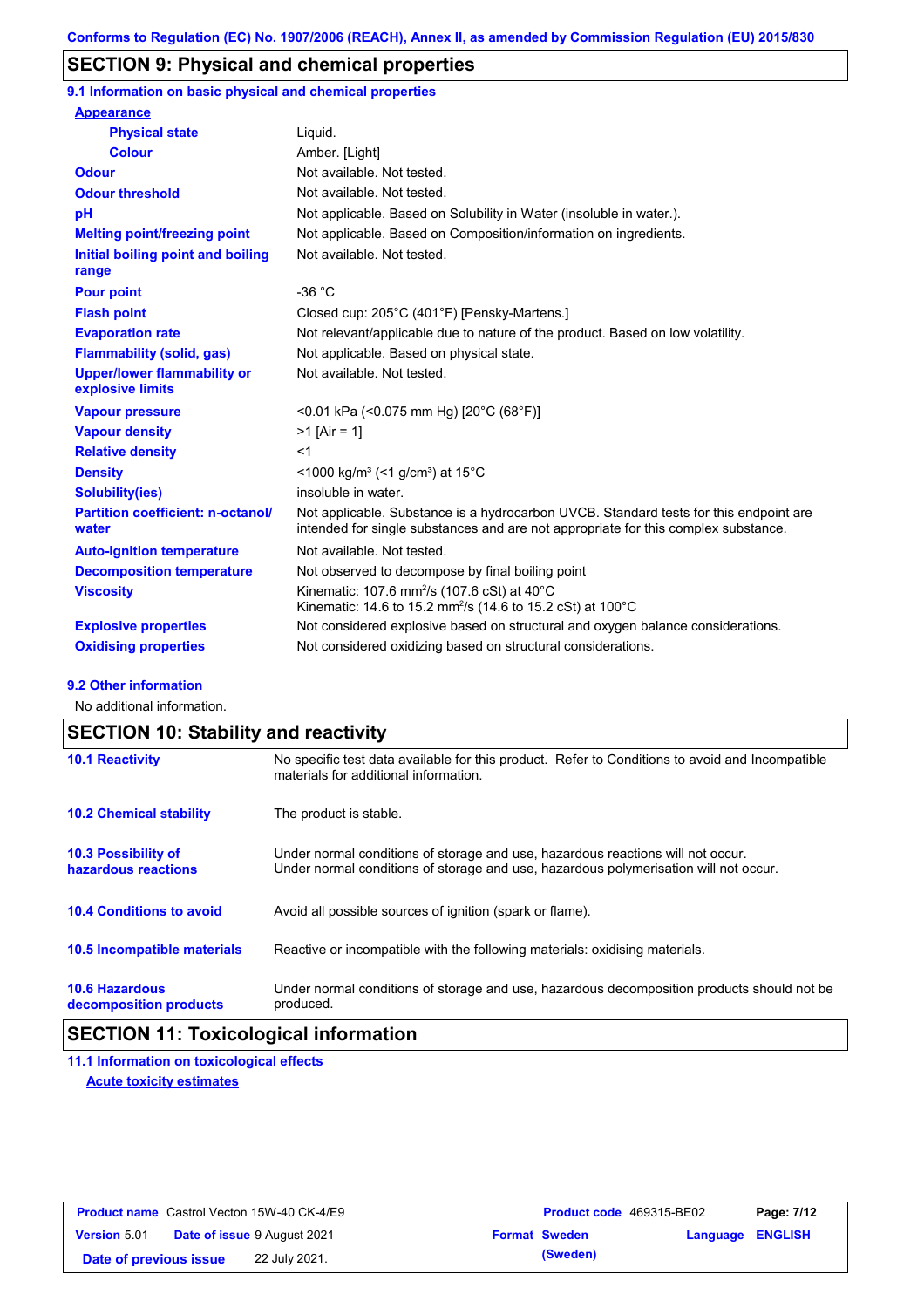## SECTION 9: Physical and chemical properties

### 9.1 Information on basic physical and chemical properties

**Appearance**

| | |
|---|---|
| **Physical state** | Liquid. |
| **Colour** | Amber. [Light] |
| **Odour** | Not available. Not tested. |
| **Odour threshold** | Not available. Not tested. |
| **pH** | Not applicable. Based on Solubility in Water (insoluble in water.). |
| **Melting point/freezing point** | Not applicable. Based on Composition/information on ingredients. |
| **Initial boiling point and boiling range** | Not available. Not tested. |
| **Pour point** | -36 °C |
| **Flash point** | Closed cup: 205°C (401°F) [Pensky-Martens.] |
| **Evaporation rate** | Not relevant/applicable due to nature of the product. Based on low volatility. |
| **Flammability (solid, gas)** | Not applicable. Based on physical state. |
| **Upper/lower flammability or explosive limits** | Not available. Not tested. |
| **Vapour pressure** | <0.01 kPa (<0.075 mm Hg) [20°C (68°F)] |
| **Vapour density** | >1 [Air = 1] |
| **Relative density** | <1 |
| **Density** | <1000 kg/m³ (<1 g/cm³) at 15°C |
| **Solubility(ies)** | insoluble in water. |
| **Partition coefficient: n-octanol/ water** | Not applicable. Substance is a hydrocarbon UVCB. Standard tests for this endpoint are intended for single substances and are not appropriate for this complex substance. |
| **Auto-ignition temperature** | Not available. Not tested. |
| **Decomposition temperature** | Not observed to decompose by final boiling point |
| **Viscosity** | Kinematic: 107.6 mm²/s (107.6 cSt) at 40°C<br>Kinematic: 14.6 to 15.2 mm²/s (14.6 to 15.2 cSt) at 100°C |
| **Explosive properties** | Not considered explosive based on structural and oxygen balance considerations. |
| **Oxidising properties** | Not considered oxidizing based on structural considerations. |

### 9.2 Other information

No additional information.

## SECTION 10: Stability and reactivity

| | |
|---|---|
| **10.1 Reactivity** | No specific test data available for this product. Refer to Conditions to avoid and Incompatible materials for additional information. |
| **10.2 Chemical stability** | The product is stable. |
| **10.3 Possibility of hazardous reactions** | Under normal conditions of storage and use, hazardous reactions will not occur.<br>Under normal conditions of storage and use, hazardous polymerisation will not occur. |
| **10.4 Conditions to avoid** | Avoid all possible sources of ignition (spark or flame). |
| **10.5 Incompatible materials** | Reactive or incompatible with the following materials: oxidising materials. |
| **10.6 Hazardous decomposition products** | Under normal conditions of storage and use, hazardous decomposition products should not be produced. |

## SECTION 11: Toxicological information

### 11.1 Information on toxicological effects

**Acute toxicity estimates**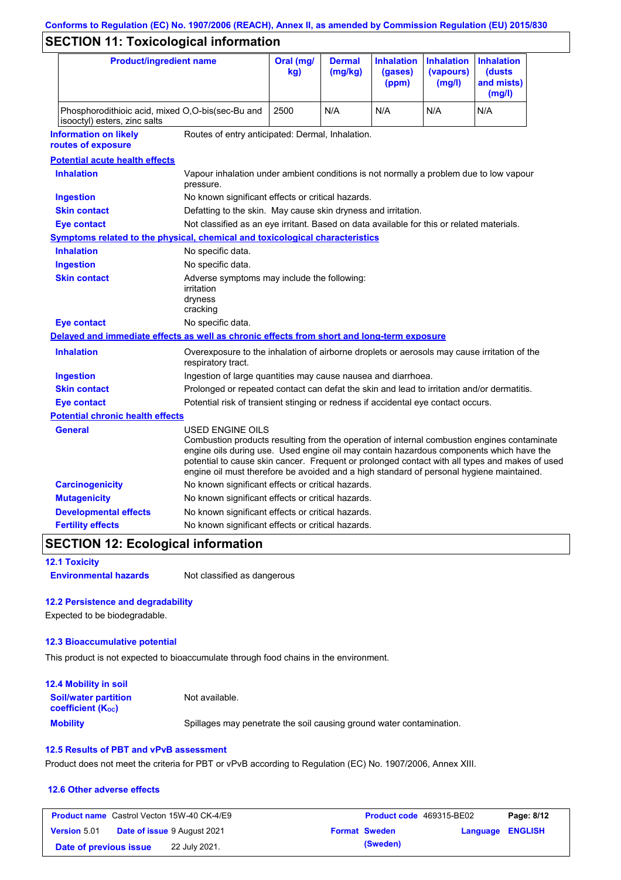## SECTION 11: Toxicological information

| Product/ingredient name | Oral (mg/kg) | Dermal (mg/kg) | Inhalation (gases) (ppm) | Inhalation (vapours) (mg/l) | Inhalation (dusts and mists) (mg/l) |
|---|---|---|---|---|---|
| Phosphorodithioic acid, mixed O,O-bis(sec-Bu and isooctyl) esters, zinc salts | 2500 | N/A | N/A | N/A | N/A |

**Information on likely routes of exposure**: Routes of entry anticipated: Dermal, Inhalation.

**Potential acute health effects**

- **Inhalation**: Vapour inhalation under ambient conditions is not normally a problem due to low vapour pressure.
- **Ingestion**: No known significant effects or critical hazards.
- **Skin contact**: Defatting to the skin. May cause skin dryness and irritation.
- **Eye contact**: Not classified as an eye irritant. Based on data available for this or related materials.

**Symptoms related to the physical, chemical and toxicological characteristics**

- **Inhalation**: No specific data.
- **Ingestion**: No specific data.
- **Skin contact**: Adverse symptoms may include the following:
  irritation
  dryness
  cracking
- **Eye contact**: No specific data.

**Delayed and immediate effects as well as chronic effects from short and long-term exposure**

- **Inhalation**: Overexposure to the inhalation of airborne droplets or aerosols may cause irritation of the respiratory tract.
- **Ingestion**: Ingestion of large quantities may cause nausea and diarrhoea.
- **Skin contact**: Prolonged or repeated contact can defat the skin and lead to irritation and/or dermatitis.
- **Eye contact**: Potential risk of transient stinging or redness if accidental eye contact occurs.

**Potential chronic health effects**

- **General**: USED ENGINE OILS
  Combustion products resulting from the operation of internal combustion engines contaminate engine oils during use. Used engine oil may contain hazardous components which have the potential to cause skin cancer. Frequent or prolonged contact with all types and makes of used engine oil must therefore be avoided and a high standard of personal hygiene maintained.
- **Carcinogenicity**: No known significant effects or critical hazards.
- **Mutagenicity**: No known significant effects or critical hazards.
- **Developmental effects**: No known significant effects or critical hazards.
- **Fertility effects**: No known significant effects or critical hazards.

## SECTION 12: Ecological information

### 12.1 Toxicity

**Environmental hazards**: Not classified as dangerous

### 12.2 Persistence and degradability

Expected to be biodegradable.

### 12.3 Bioaccumulative potential

This product is not expected to bioaccumulate through food chains in the environment.

### 12.4 Mobility in soil

**Soil/water partition coefficient ($K_{OC}$)**: Not available.

**Mobility**: Spillages may penetrate the soil causing ground water contamination.

### 12.5 Results of PBT and vPvB assessment

Product does not meet the criteria for PBT or vPvB according to Regulation (EC) No. 1907/2006, Annex XIII.

### 12.6 Other adverse effects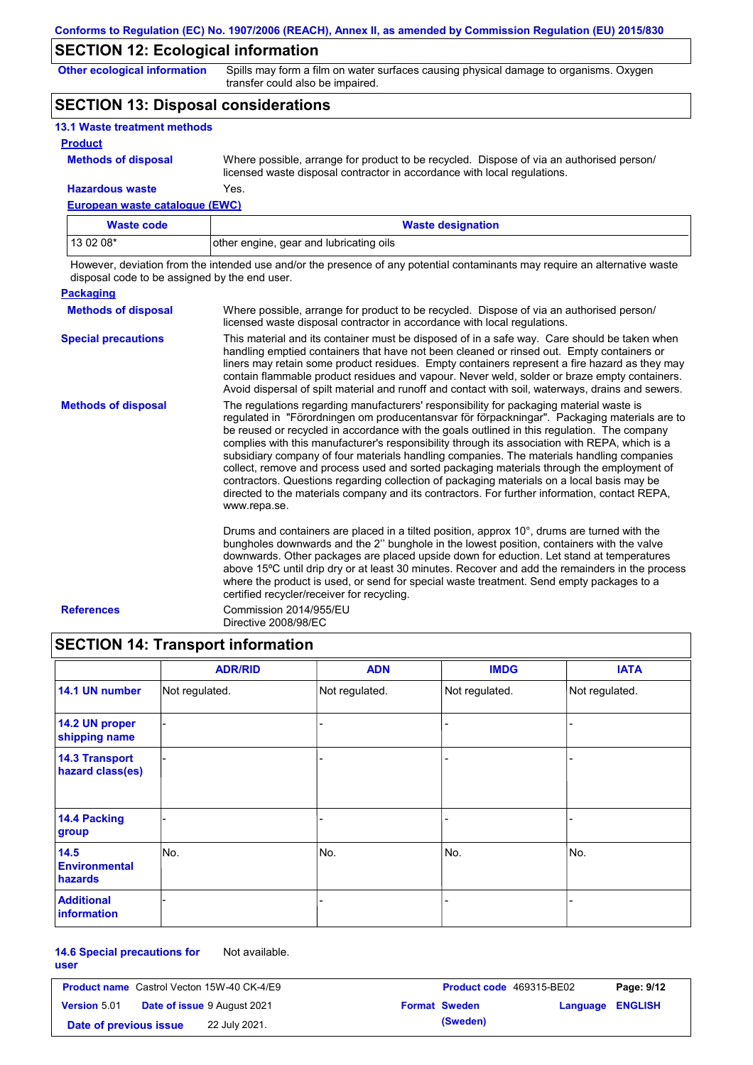## SECTION 12: Ecological information

**Other ecological information** Spills may form a film on water surfaces causing physical damage to organisms. Oxygen transfer could also be impaired.

## SECTION 13: Disposal considerations

### 13.1 Waste treatment methods

**Product**

**Methods of disposal** Where possible, arrange for product to be recycled. Dispose of via an authorised person/ licensed waste disposal contractor in accordance with local regulations.

**Hazardous waste** Yes.

**European waste catalogue (EWC)**

| Waste code | Waste designation |
|---|---|
| 13 02 08* | other engine, gear and lubricating oils |

However, deviation from the intended use and/or the presence of any potential contaminants may require an alternative waste disposal code to be assigned by the end user.

**Packaging**

**Methods of disposal** Where possible, arrange for product to be recycled. Dispose of via an authorised person/ licensed waste disposal contractor in accordance with local regulations.

**Special precautions** This material and its container must be disposed of in a safe way. Care should be taken when handling emptied containers that have not been cleaned or rinsed out. Empty containers or liners may retain some product residues. Empty containers represent a fire hazard as they may contain flammable product residues and vapour. Never weld, solder or braze empty containers. Avoid dispersal of spilt material and runoff and contact with soil, waterways, drains and sewers.

**Methods of disposal** The regulations regarding manufacturers' responsibility for packaging material waste is regulated in "Förordningen om producentansvar för förpackningar". Packaging materials are to be reused or recycled in accordance with the goals outlined in this regulation. The company complies with this manufacturer's responsibility through its association with REPA, which is a subsidiary company of four materials handling companies. The materials handling companies collect, remove and process used and sorted packaging materials through the employment of contractors. Questions regarding collection of packaging materials on a local basis may be directed to the materials company and its contractors. For further information, contact REPA, www.repa.se.

Drums and containers are placed in a tilted position, approx 10°, drums are turned with the bungholes downwards and the 2’’ bunghole in the lowest position, containers with the valve downwards. Other packages are placed upside down for eduction. Let stand at temperatures above 15ºC until drip dry or at least 30 minutes. Recover and add the remainders in the process where the product is used, or send for special waste treatment. Send empty packages to a certified recycler/receiver for recycling.

**References** Commission 2014/955/EU
Directive 2008/98/EC

## SECTION 14: Transport information

| | ADR/RID | ADN | IMDG | IATA |
|---|---|---|---|---|
| **14.1 UN number** | Not regulated. | Not regulated. | Not regulated. | Not regulated. |
| **14.2 UN proper shipping name** | - | - | - | - |
| **14.3 Transport hazard class(es)** | - | - | - | - |
| **14.4 Packing group** | - | - | - | - |
| **14.5 Environmental hazards** | No. | No. | No. | No. |
| **Additional information** | - | - | - | - |

**14.6 Special precautions for user** Not available.

**Product name** Castrol Vecton 15W-40 CK-4/E9 **Product code** 469315-BE02
**Version** 5.01 **Date of issue** 9 August 2021 **Format** Sweden (Sweden) **Language** ENGLISH
**Date of previous issue** 22 July 2021.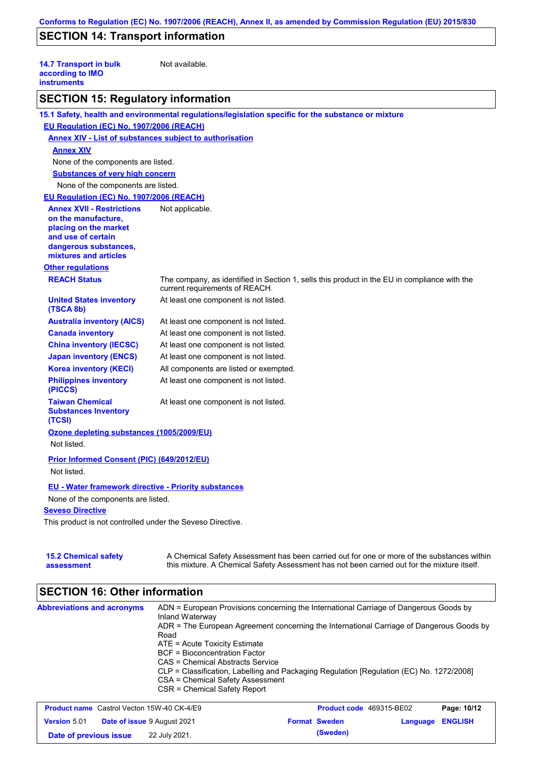## SECTION 14: Transport information

| | |
|---|---|
| **14.7 Transport in bulk according to IMO instruments** | Not available. |

## SECTION 15: Regulatory information

**15.1 Safety, health and environmental regulations/legislation specific for the substance or mixture**

**EU Regulation (EC) No. 1907/2006 (REACH)**

**Annex XIV - List of substances subject to authorisation**

**Annex XIV**

None of the components are listed.

**Substances of very high concern**

None of the components are listed.

**EU Regulation (EC) No. 1907/2006 (REACH)**

| | |
|---|---|
| **Annex XVII - Restrictions on the manufacture, placing on the market and use of certain dangerous substances, mixtures and articles** | Not applicable. |

**Other regulations**

| | |
|---|---|
| **REACH Status** | The company, as identified in Section 1, sells this product in the EU in compliance with the current requirements of REACH. |
| **United States inventory (TSCA 8b)** | At least one component is not listed. |
| **Australia inventory (AICS)** | At least one component is not listed. |
| **Canada inventory** | At least one component is not listed. |
| **China inventory (IECSC)** | At least one component is not listed. |
| **Japan inventory (ENCS)** | At least one component is not listed. |
| **Korea inventory (KECI)** | All components are listed or exempted. |
| **Philippines inventory (PICCS)** | At least one component is not listed. |
| **Taiwan Chemical Substances Inventory (TCSI)** | At least one component is not listed. |

**Ozone depleting substances (1005/2009/EU)**

Not listed.

**Prior Informed Consent (PIC) (649/2012/EU)**

Not listed.

**EU - Water framework directive - Priority substances**

None of the components are listed.

**Seveso Directive**

This product is not controlled under the Seveso Directive.

| | |
|---|---|
| **15.2 Chemical safety assessment** | A Chemical Safety Assessment has been carried out for one or more of the substances within this mixture. A Chemical Safety Assessment has not been carried out for the mixture itself. |

## SECTION 16: Other information

**Abbreviations and acronyms**

ADN = European Provisions concerning the International Carriage of Dangerous Goods by Inland Waterway
ADR = The European Agreement concerning the International Carriage of Dangerous Goods by Road
ATE = Acute Toxicity Estimate
BCF = Bioconcentration Factor
CAS = Chemical Abstracts Service
CLP = Classification, Labelling and Packaging Regulation [Regulation (EC) No. 1272/2008]
CSA = Chemical Safety Assessment
CSR = Chemical Safety Report

| | | | |
|---|---|---|---|
| **Product name** Castrol Vecton 15W-40 CK-4/E9 | | **Product code** 469315-BE02 | **Page:** 10/12 |
| **Version** 5.01 | **Date of issue** 9 August 2021 | **Format** Sweden (Sweden) | **Language** ENGLISH |
| **Date of previous issue** | 22 July 2021. | | |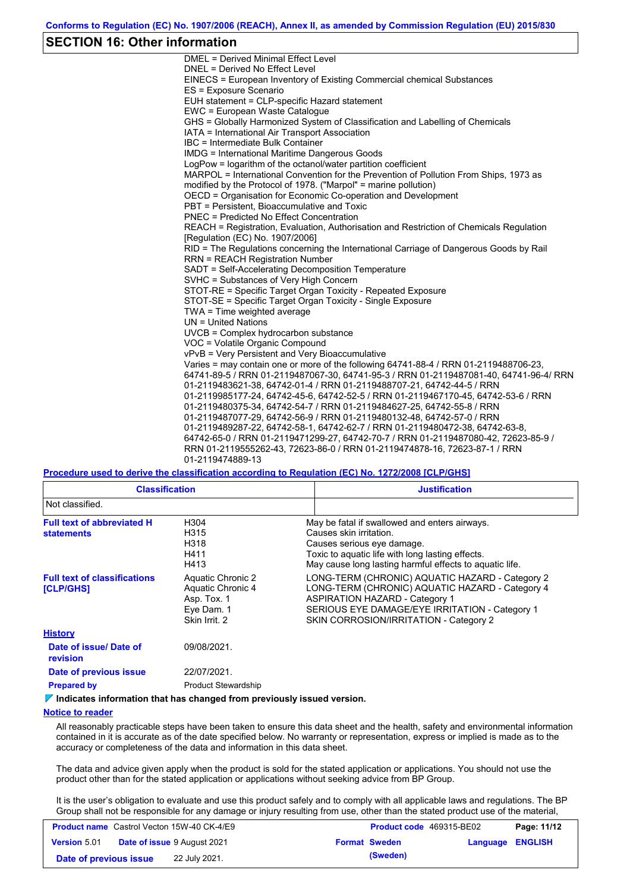## SECTION 16: Other information

DMEL = Derived Minimal Effect Level
DNEL = Derived No Effect Level
EINECS = European Inventory of Existing Commercial chemical Substances
ES = Exposure Scenario
EUH statement = CLP-specific Hazard statement
EWC = European Waste Catalogue
GHS = Globally Harmonized System of Classification and Labelling of Chemicals
IATA = International Air Transport Association
IBC = Intermediate Bulk Container
IMDG = International Maritime Dangerous Goods
LogPow = logarithm of the octanol/water partition coefficient
MARPOL = International Convention for the Prevention of Pollution From Ships, 1973 as modified by the Protocol of 1978. ("Marpol" = marine pollution)
OECD = Organisation for Economic Co-operation and Development
PBT = Persistent, Bioaccumulative and Toxic
PNEC = Predicted No Effect Concentration
REACH = Registration, Evaluation, Authorisation and Restriction of Chemicals Regulation [Regulation (EC) No. 1907/2006]
RID = The Regulations concerning the International Carriage of Dangerous Goods by Rail
RRN = REACH Registration Number
SADT = Self-Accelerating Decomposition Temperature
SVHC = Substances of Very High Concern
STOT-RE = Specific Target Organ Toxicity - Repeated Exposure
STOT-SE = Specific Target Organ Toxicity - Single Exposure
TWA = Time weighted average
UN = United Nations
UVCB = Complex hydrocarbon substance
VOC = Volatile Organic Compound
vPvB = Very Persistent and Very Bioaccumulative
Varies = may contain one or more of the following 64741-88-4 / RRN 01-2119488706-23, 64741-89-5 / RRN 01-2119487067-30, 64741-95-3 / RRN 01-2119487081-40, 64741-96-4/ RRN 01-2119483621-38, 64742-01-4 / RRN 01-2119488707-21, 64742-44-5 / RRN 01-2119985177-24, 64742-45-6, 64742-52-5 / RRN 01-2119467170-45, 64742-53-6 / RRN 01-2119480375-34, 64742-54-7 / RRN 01-2119484627-25, 64742-55-8 / RRN 01-2119487077-29, 64742-56-9 / RRN 01-2119480132-48, 64742-57-0 / RRN 01-2119489287-22, 64742-58-1, 64742-62-7 / RRN 01-2119480472-38, 64742-63-8, 64742-65-0 / RRN 01-2119471299-27, 64742-70-7 / RRN 01-2119487080-42, 72623-85-9 / RRN 01-2119555262-43, 72623-86-0 / RRN 01-2119474878-16, 72623-87-1 / RRN 01-2119474889-13

### Procedure used to derive the classification according to Regulation (EC) No. 1272/2008 [CLP/GHS]

| Classification | Justification |
|---|---|
| Not classified. | |

**Full text of abbreviated H statements**

| | |
|---|---|
| H304 | May be fatal if swallowed and enters airways. |
| H315 | Causes skin irritation. |
| H318 | Causes serious eye damage. |
| H411 | Toxic to aquatic life with long lasting effects. |
| H413 | May cause long lasting harmful effects to aquatic life. |

**Full text of classifications [CLP/GHS]**

| | |
|---|---|
| Aquatic Chronic 2 | LONG-TERM (CHRONIC) AQUATIC HAZARD - Category 2 |
| Aquatic Chronic 4 | LONG-TERM (CHRONIC) AQUATIC HAZARD - Category 4 |
| Asp. Tox. 1 | ASPIRATION HAZARD - Category 1 |
| Eye Dam. 1 | SERIOUS EYE DAMAGE/EYE IRRITATION - Category 1 |
| Skin Irrit. 2 | SKIN CORROSION/IRRITATION - Category 2 |

### History

**Date of issue/ Date of revision:** 09/08/2021.

**Date of previous issue:** 22/07/2021.

**Prepared by:** Product Stewardship

**Indicates information that has changed from previously issued version.**

### Notice to reader

All reasonably practicable steps have been taken to ensure this data sheet and the health, safety and environmental information contained in it is accurate as of the date specified below. No warranty or representation, express or implied is made as to the accuracy or completeness of the data and information in this data sheet.

The data and advice given apply when the product is sold for the stated application or applications. You should not use the product other than for the stated application or applications without seeking advice from BP Group.

It is the user's obligation to evaluate and use this product safely and to comply with all applicable laws and regulations. The BP Group shall not be responsible for any damage or injury resulting from use, other than the stated product use of the material,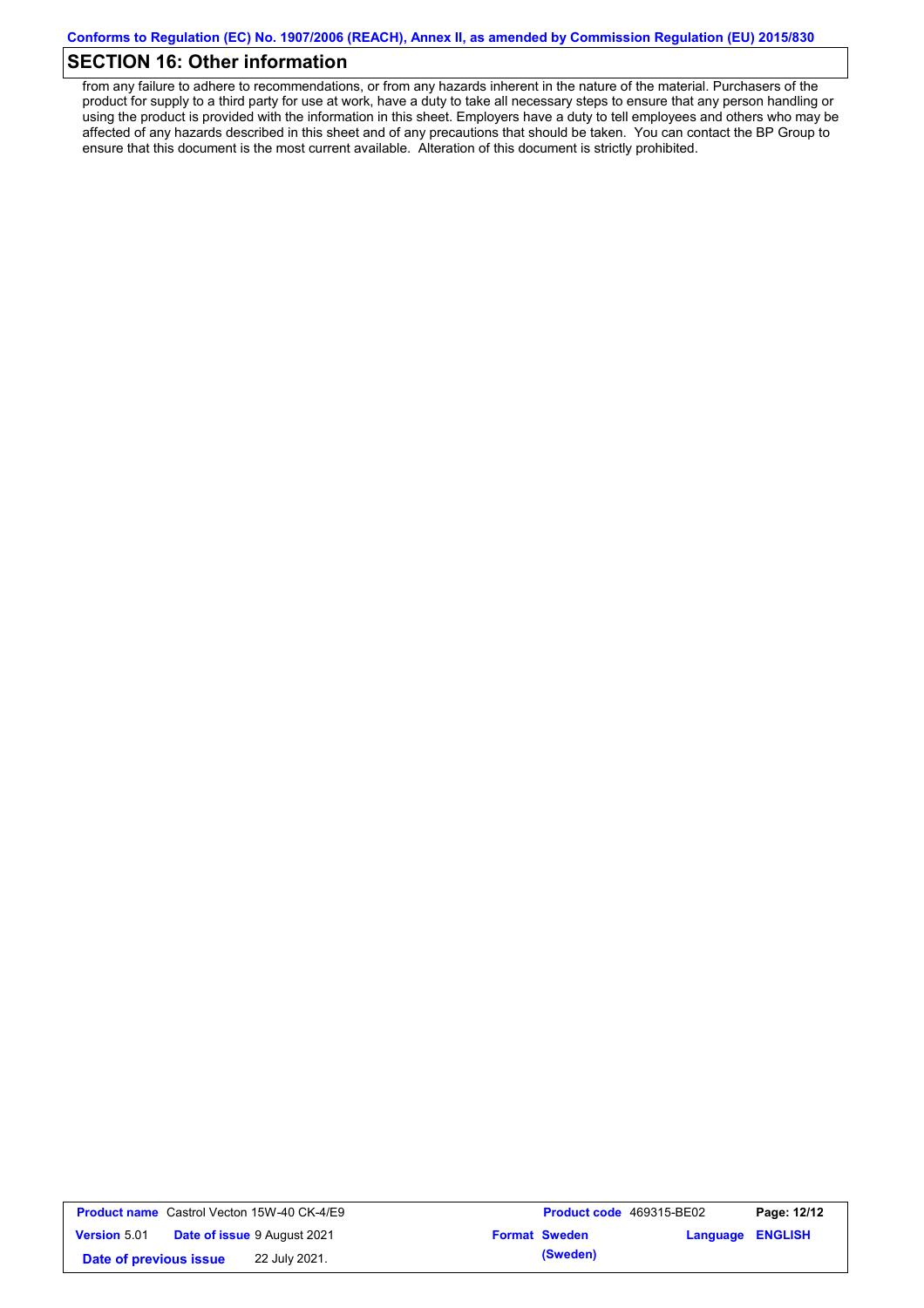## SECTION 16: Other information

from any failure to adhere to recommendations, or from any hazards inherent in the nature of the material. Purchasers of the product for supply to a third party for use at work, have a duty to take all necessary steps to ensure that any person handling or using the product is provided with the information in this sheet. Employers have a duty to tell employees and others who may be affected of any hazards described in this sheet and of any precautions that should be taken. You can contact the BP Group to ensure that this document is the most current available. Alteration of this document is strictly prohibited.